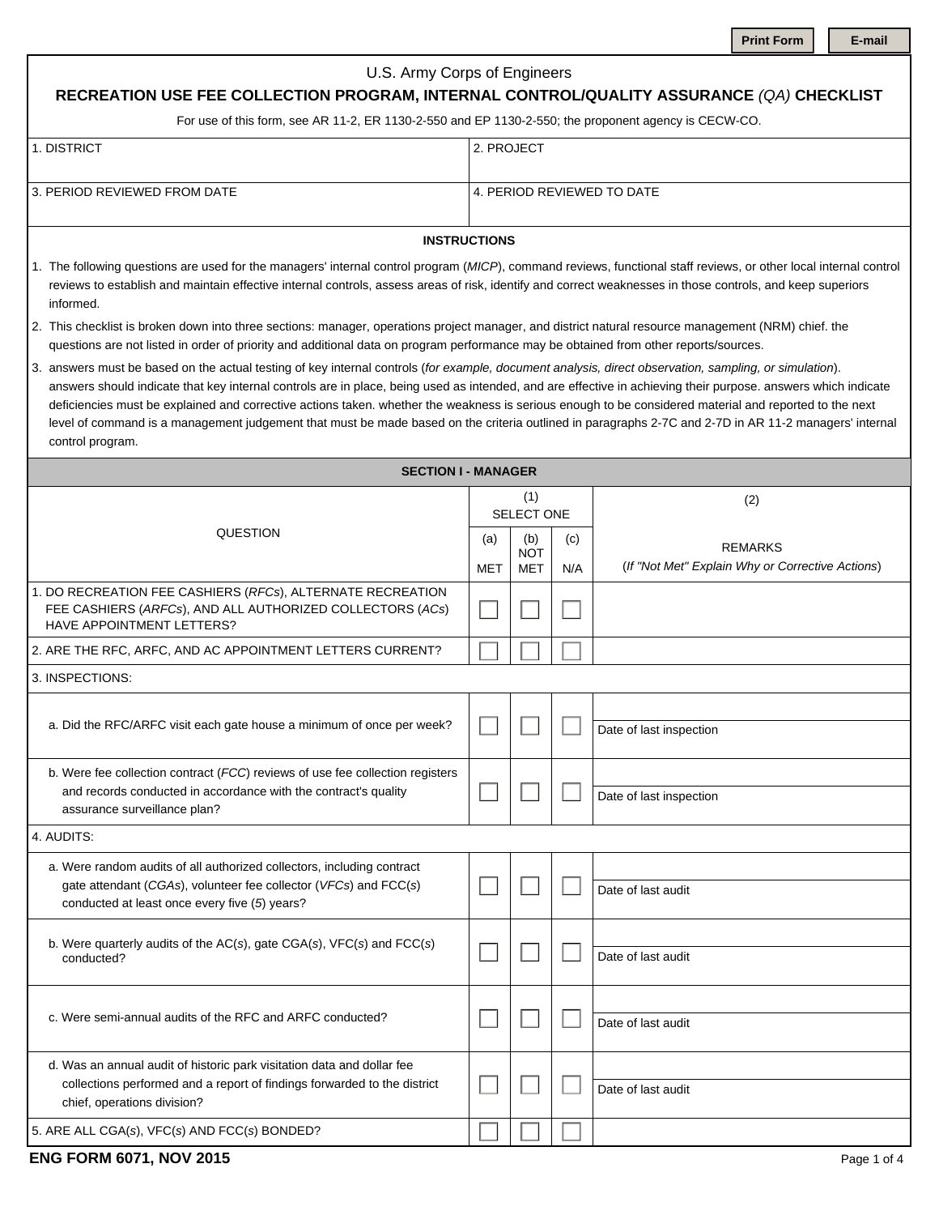Print Form | E-mail

U.S. Army Corps of Engineers

# RECREATION USE FEE COLLECTION PROGRAM, INTERNAL CONTROL/QUALITY ASSURANCE *(QA)* CHECKLIST

For use of this form, see AR 11-2, ER 1130-2-550 and EP 1130-2-550; the proponent agency is CECW-CO.

| 1. DISTRICT | 2. PROJECT |
|---|---|
| 3. PERIOD REVIEWED FROM DATE | 4. PERIOD REVIEWED TO DATE |

## INSTRUCTIONS

1. The following questions are used for the managers' internal control program (*MICP*), command reviews, functional staff reviews, or other local internal control reviews to establish and maintain effective internal controls, assess areas of risk, identify and correct weaknesses in those controls, and keep superiors informed.
2. This checklist is broken down into three sections: manager, operations project manager, and district natural resource management (NRM) chief. the questions are not listed in order of priority and additional data on program performance may be obtained from other reports/sources.
3. answers must be based on the actual testing of key internal controls (*for example, document analysis, direct observation, sampling, or simulation*). answers should indicate that key internal controls are in place, being used as intended, and are effective in achieving their purpose. answers which indicate deficiencies must be explained and corrective actions taken. whether the weakness is serious enough to be considered material and reported to the next level of command is a management judgement that must be made based on the criteria outlined in paragraphs 2-7C and 2-7D in AR 11-2 managers' internal control program.

## SECTION I - MANAGER

| QUESTION | (1) SELECT ONE | | | (2) |
|---|---|---|---|---|
| | (a) MET | (b) NOT MET | (c) N/A | REMARKS (*If "Not Met" Explain Why or Corrective Actions*) |
| 1. DO RECREATION FEE CASHIERS (*RFCs*), ALTERNATE RECREATION FEE CASHIERS (*ARFCs*), AND ALL AUTHORIZED COLLECTORS (*ACs*) HAVE APPOINTMENT LETTERS? | ☐ | ☐ | ☐ | |
| 2. ARE THE RFC, ARFC, AND AC APPOINTMENT LETTERS CURRENT? | ☐ | ☐ | ☐ | |
| 3. INSPECTIONS: | | | | |
| a. Did the RFC/ARFC visit each gate house a minimum of once per week? | ☐ | ☐ | ☐ | Date of last inspection |
| b. Were fee collection contract (*FCC*) reviews of use fee collection registers and records conducted in accordance with the contract's quality assurance surveillance plan? | ☐ | ☐ | ☐ | Date of last inspection |
| 4. AUDITS: | | | | |
| a. Were random audits of all authorized collectors, including contract gate attendant (*CGAs*), volunteer fee collector (*VFCs*) and FCC(*s*) conducted at least once every five (*5*) years? | ☐ | ☐ | ☐ | Date of last audit |
| b. Were quarterly audits of the AC(*s*), gate CGA(*s*), VFC(*s*) and FCC(*s*) conducted? | ☐ | ☐ | ☐ | Date of last audit |
| c. Were semi-annual audits of the RFC and ARFC conducted? | ☐ | ☐ | ☐ | Date of last audit |
| d. Was an annual audit of historic park visitation data and dollar fee collections performed and a report of findings forwarded to the district chief, operations division? | ☐ | ☐ | ☐ | Date of last audit |
| 5. ARE ALL CGA(*s*), VFC(*s*) AND FCC(*s*) BONDED? | ☐ | ☐ | ☐ | |

ENG FORM 6071, NOV 2015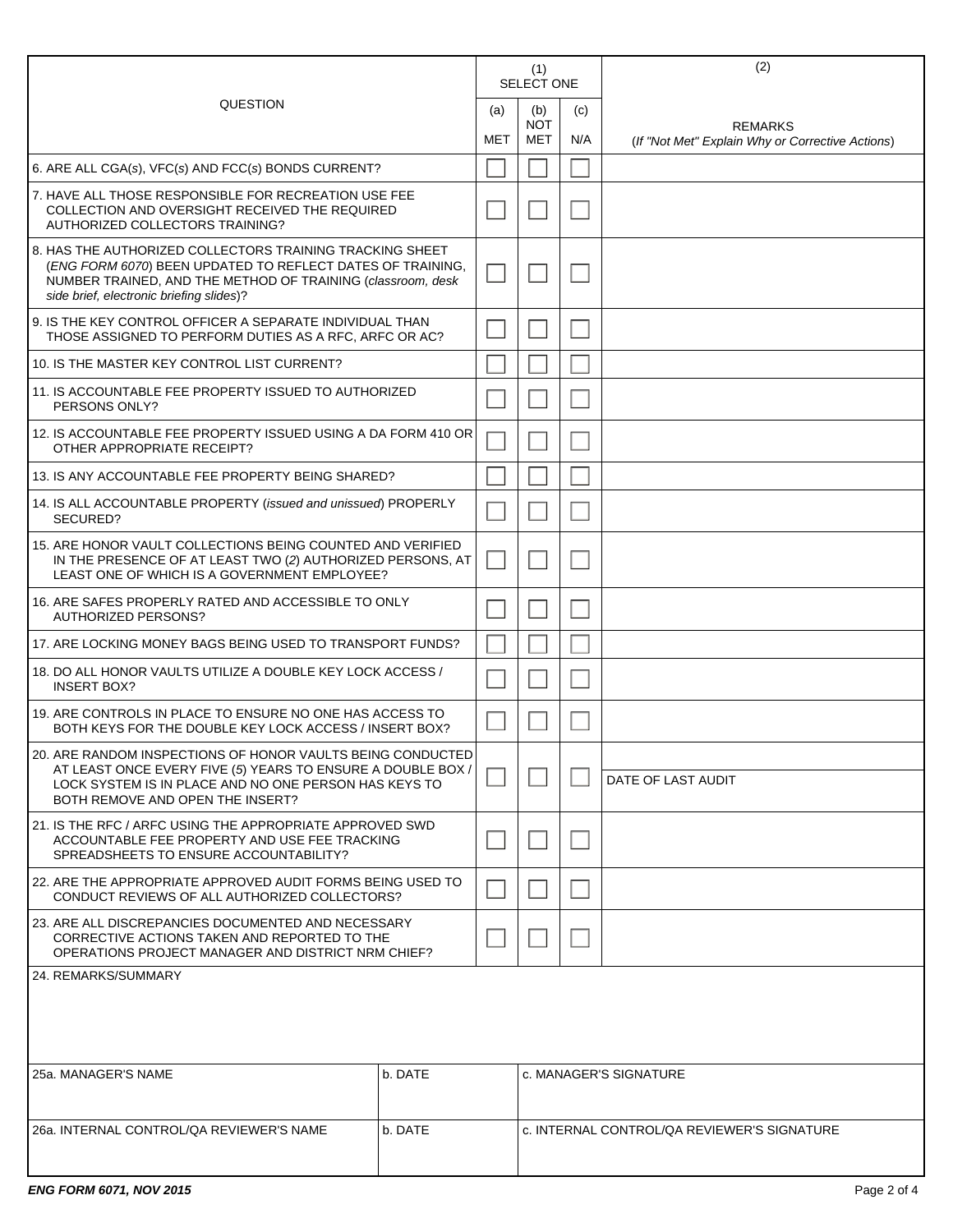| QUESTION | (1) SELECT ONE (a) MET | (b) NOT MET | (c) N/A | (2) REMARKS (*If "Not Met" Explain Why or Corrective Actions*) |
|---|---|---|---|---|
| 6. ARE ALL CGA(*s*), VFC(*s*) AND FCC(*s*) BONDS CURRENT? | ☐ | ☐ | ☐ | |
| 7. HAVE ALL THOSE RESPONSIBLE FOR RECREATION USE FEE COLLECTION AND OVERSIGHT RECEIVED THE REQUIRED AUTHORIZED COLLECTORS TRAINING? | ☐ | ☐ | ☐ | |
| 8. HAS THE AUTHORIZED COLLECTORS TRAINING TRACKING SHEET (*ENG FORM 6070*) BEEN UPDATED TO REFLECT DATES OF TRAINING, NUMBER TRAINED, AND THE METHOD OF TRAINING (*classroom, desk side brief, electronic briefing slides*)? | ☐ | ☐ | ☐ | |
| 9. IS THE KEY CONTROL OFFICER A SEPARATE INDIVIDUAL THAN THOSE ASSIGNED TO PERFORM DUTIES AS A RFC, ARFC OR AC? | ☐ | ☐ | ☐ | |
| 10. IS THE MASTER KEY CONTROL LIST CURRENT? | ☐ | ☐ | ☐ | |
| 11. IS ACCOUNTABLE FEE PROPERTY ISSUED TO AUTHORIZED PERSONS ONLY? | ☐ | ☐ | ☐ | |
| 12. IS ACCOUNTABLE FEE PROPERTY ISSUED USING A DA FORM 410 OR OTHER APPROPRIATE RECEIPT? | ☐ | ☐ | ☐ | |
| 13. IS ANY ACCOUNTABLE FEE PROPERTY BEING SHARED? | ☐ | ☐ | ☐ | |
| 14. IS ALL ACCOUNTABLE PROPERTY (*issued and unissued*) PROPERLY SECURED? | ☐ | ☐ | ☐ | |
| 15. ARE HONOR VAULT COLLECTIONS BEING COUNTED AND VERIFIED IN THE PRESENCE OF AT LEAST TWO (*2*) AUTHORIZED PERSONS, AT LEAST ONE OF WHICH IS A GOVERNMENT EMPLOYEE? | ☐ | ☐ | ☐ | |
| 16. ARE SAFES PROPERLY RATED AND ACCESSIBLE TO ONLY AUTHORIZED PERSONS? | ☐ | ☐ | ☐ | |
| 17. ARE LOCKING MONEY BAGS BEING USED TO TRANSPORT FUNDS? | ☐ | ☐ | ☐ | |
| 18. DO ALL HONOR VAULTS UTILIZE A DOUBLE KEY LOCK ACCESS / INSERT BOX? | ☐ | ☐ | ☐ | |
| 19. ARE CONTROLS IN PLACE TO ENSURE NO ONE HAS ACCESS TO BOTH KEYS FOR THE DOUBLE KEY LOCK ACCESS / INSERT BOX? | ☐ | ☐ | ☐ | |
| 20. ARE RANDOM INSPECTIONS OF HONOR VAULTS BEING CONDUCTED AT LEAST ONCE EVERY FIVE (*5*) YEARS TO ENSURE A DOUBLE BOX / LOCK SYSTEM IS IN PLACE AND NO ONE PERSON HAS KEYS TO BOTH REMOVE AND OPEN THE INSERT? | ☐ | ☐ | ☐ | DATE OF LAST AUDIT |
| 21. IS THE RFC / ARFC USING THE APPROPRIATE APPROVED SWD ACCOUNTABLE FEE PROPERTY AND USE FEE TRACKING SPREADSHEETS TO ENSURE ACCOUNTABILITY? | ☐ | ☐ | ☐ | |
| 22. ARE THE APPROPRIATE APPROVED AUDIT FORMS BEING USED TO CONDUCT REVIEWS OF ALL AUTHORIZED COLLECTORS? | ☐ | ☐ | ☐ | |
| 23. ARE ALL DISCREPANCIES DOCUMENTED AND NECESSARY CORRECTIVE ACTIONS TAKEN AND REPORTED TO THE OPERATIONS PROJECT MANAGER AND DISTRICT NRM CHIEF? | ☐ | ☐ | ☐ | |

24. REMARKS/SUMMARY

| 25a. MANAGER'S NAME | b. DATE | c. MANAGER'S SIGNATURE |
|---|---|---|
| | | |

| 26a. INTERNAL CONTROL/QA REVIEWER'S NAME | b. DATE | c. INTERNAL CONTROL/QA REVIEWER'S SIGNATURE |
|---|---|---|
| | | |

***ENG FORM 6071, NOV 2015***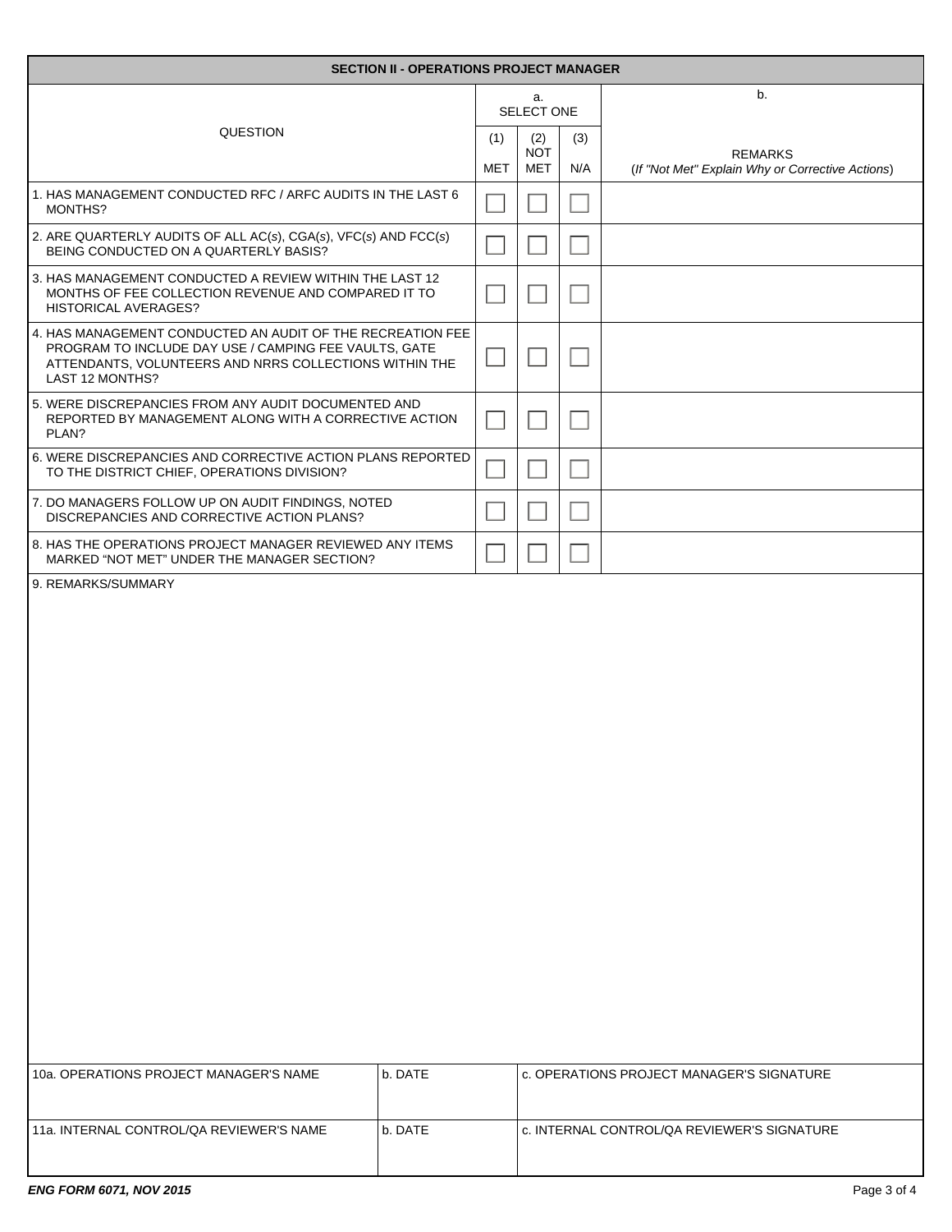## SECTION II - OPERATIONS PROJECT MANAGER

| QUESTION | a. SELECT ONE | | | b. |
|---|---|---|---|---|
| | (1) MET | (2) NOT MET | (3) N/A | REMARKS (*If "Not Met" Explain Why or Corrective Actions*) |
| 1. HAS MANAGEMENT CONDUCTED RFC / ARFC AUDITS IN THE LAST 6 MONTHS? | ☐ | ☐ | ☐ | |
| 2. ARE QUARTERLY AUDITS OF ALL AC(s), CGA(s), VFC(s) AND FCC(s) BEING CONDUCTED ON A QUARTERLY BASIS? | ☐ | ☐ | ☐ | |
| 3. HAS MANAGEMENT CONDUCTED A REVIEW WITHIN THE LAST 12 MONTHS OF FEE COLLECTION REVENUE AND COMPARED IT TO HISTORICAL AVERAGES? | ☐ | ☐ | ☐ | |
| 4. HAS MANAGEMENT CONDUCTED AN AUDIT OF THE RECREATION FEE PROGRAM TO INCLUDE DAY USE / CAMPING FEE VAULTS, GATE ATTENDANTS, VOLUNTEERS AND NRRS COLLECTIONS WITHIN THE LAST 12 MONTHS? | ☐ | ☐ | ☐ | |
| 5. WERE DISCREPANCIES FROM ANY AUDIT DOCUMENTED AND REPORTED BY MANAGEMENT ALONG WITH A CORRECTIVE ACTION PLAN? | ☐ | ☐ | ☐ | |
| 6. WERE DISCREPANCIES AND CORRECTIVE ACTION PLANS REPORTED TO THE DISTRICT CHIEF, OPERATIONS DIVISION? | ☐ | ☐ | ☐ | |
| 7. DO MANAGERS FOLLOW UP ON AUDIT FINDINGS, NOTED DISCREPANCIES AND CORRECTIVE ACTION PLANS? | ☐ | ☐ | ☐ | |
| 8. HAS THE OPERATIONS PROJECT MANAGER REVIEWED ANY ITEMS MARKED "NOT MET" UNDER THE MANAGER SECTION? | ☐ | ☐ | ☐ | |

9. REMARKS/SUMMARY

| 10a. OPERATIONS PROJECT MANAGER'S NAME | b. DATE | c. OPERATIONS PROJECT MANAGER'S SIGNATURE |
|---|---|---|
| | | |
| **11a. INTERNAL CONTROL/QA REVIEWER'S NAME** | **b. DATE** | **c. INTERNAL CONTROL/QA REVIEWER'S SIGNATURE** |
| | | |

*ENG FORM 6071, NOV 2015*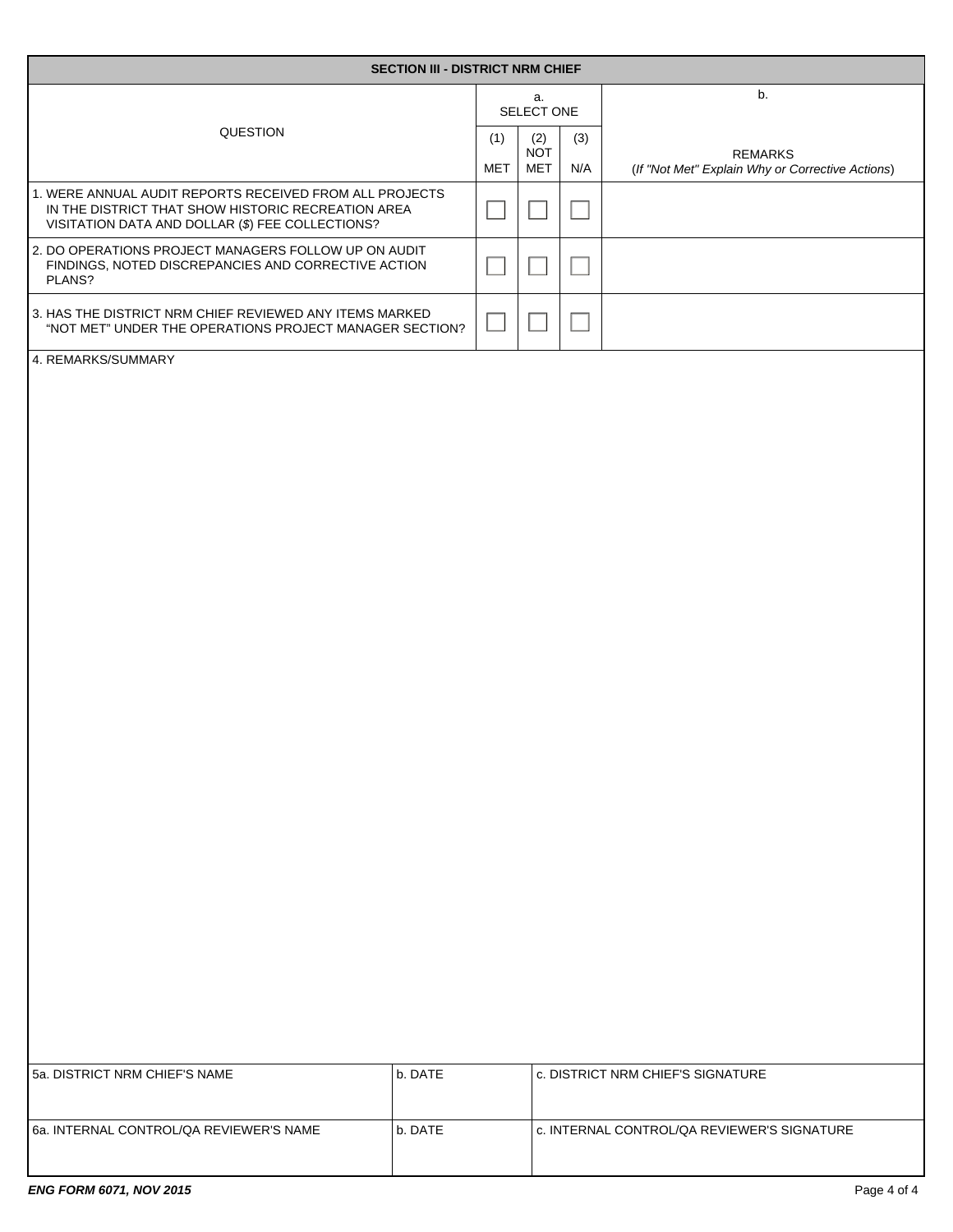## SECTION III - DISTRICT NRM CHIEF

| QUESTION | a. SELECT ONE (1) MET | (2) NOT MET | (3) N/A | b. REMARKS (*If "Not Met" Explain Why or Corrective Actions*) |
|---|---|---|---|---|
| 1. WERE ANNUAL AUDIT REPORTS RECEIVED FROM ALL PROJECTS IN THE DISTRICT THAT SHOW HISTORIC RECREATION AREA VISITATION DATA AND DOLLAR (*$*) FEE COLLECTIONS? | ☐ | ☐ | ☐ | |
| 2. DO OPERATIONS PROJECT MANAGERS FOLLOW UP ON AUDIT FINDINGS, NOTED DISCREPANCIES AND CORRECTIVE ACTION PLANS? | ☐ | ☐ | ☐ | |
| 3. HAS THE DISTRICT NRM CHIEF REVIEWED ANY ITEMS MARKED "NOT MET" UNDER THE OPERATIONS PROJECT MANAGER SECTION? | ☐ | ☐ | ☐ | |

4. REMARKS/SUMMARY

| | | |
|---|---|---|
| 5a. DISTRICT NRM CHIEF'S NAME | b. DATE | c. DISTRICT NRM CHIEF'S SIGNATURE |
| 6a. INTERNAL CONTROL/QA REVIEWER'S NAME | b. DATE | c. INTERNAL CONTROL/QA REVIEWER'S SIGNATURE |

***ENG FORM 6071, NOV 2015***